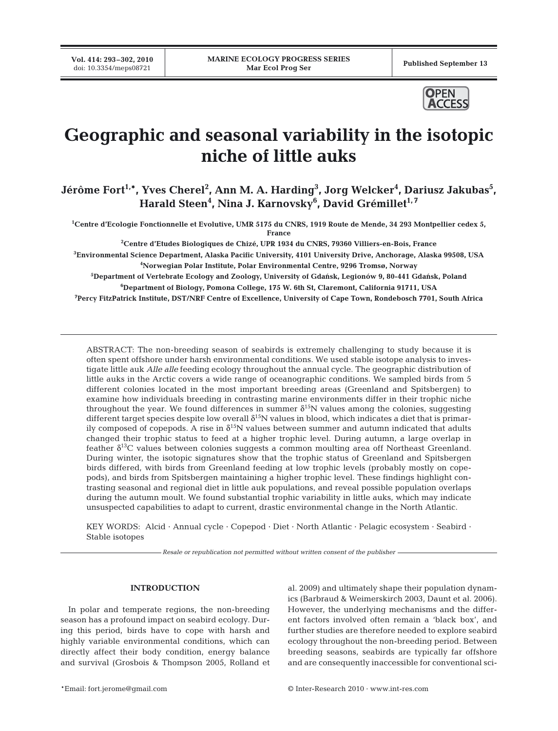# Geographic and seasonal variability in the isotopic niche of little auks

**Jérôme Fort[1,*], Yves Cherel[2], Ann M. A. Harding[3], Jorg Welcker[4], Dariusz Jakubas[5], Harald Steen[4], Nina J. Karnovsky[6], David Grémillet[1,7]**

[1]Centre d'Ecologie Fonctionnelle et Evolutive, UMR 5175 du CNRS, 1919 Route de Mende, 34 293 Montpellier cedex 5, France

[2]Centre d'Etudes Biologiques de Chizé, UPR 1934 du CNRS, 79360 Villiers-en-Bois, France

[3]Environmental Science Department, Alaska Pacific University, 4101 University Drive, Anchorage, Alaska 99508, USA

[4]Norwegian Polar Institute, Polar Environmental Centre, 9296 Tromsø, Norway

[5]Department of Vertebrate Ecology and Zoology, University of Gdańsk, Legionów 9, 80-441 Gdańsk, Poland

[6]Department of Biology, Pomona College, 175 W. 6th St, Claremont, California 91711, USA

[7]Percy FitzPatrick Institute, DST/NRF Centre of Excellence, University of Cape Town, Rondebosch 7701, South Africa

ABSTRACT: The non-breeding season of seabirds is extremely challenging to study because it is often spent offshore under harsh environmental conditions. We used stable isotope analysis to investigate little auk *Alle alle* feeding ecology throughout the annual cycle. The geographic distribution of little auks in the Arctic covers a wide range of oceanographic conditions. We sampled birds from 5 different colonies located in the most important breeding areas (Greenland and Spitsbergen) to examine how individuals breeding in contrasting marine environments differ in their trophic niche throughout the year. We found differences in summer $\delta^{15}N$ values among the colonies, suggesting different target species despite low overall $\delta^{15}N$ values in blood, which indicates a diet that is primarily composed of copepods. A rise in $\delta^{15}N$ values between summer and autumn indicated that adults changed their trophic status to feed at a higher trophic level. During autumn, a large overlap in feather $\delta^{13}C$ values between colonies suggests a common moulting area off Northeast Greenland. During winter, the isotopic signatures show that the trophic status of Greenland and Spitsbergen birds differed, with birds from Greenland feeding at low trophic levels (probably mostly on copepods), and birds from Spitsbergen maintaining a higher trophic level. These findings highlight contrasting seasonal and regional diet in little auk populations, and reveal possible population overlaps during the autumn moult. We found substantial trophic variability in little auks, which may indicate unsuspected capabilities to adapt to current, drastic environmental change in the North Atlantic.

KEY WORDS: Alcid · Annual cycle · Copepod · Diet · North Atlantic · Pelagic ecosystem · Seabird · Stable isotopes

*Resale or republication not permitted without written consent of the publisher*

## INTRODUCTION

In polar and temperate regions, the non-breeding season has a profound impact on seabird ecology. During this period, birds have to cope with harsh and highly variable environmental conditions, which can directly affect their body condition, energy balance and survival (Grosbois & Thompson 2005, Rolland et al. 2009) and ultimately shape their population dynamics (Barbraud & Weimerskirch 2003, Daunt et al. 2006). However, the underlying mechanisms and the different factors involved often remain a 'black box', and further studies are therefore needed to explore seabird ecology throughout the non-breeding period. Between breeding seasons, seabirds are typically far offshore and are consequently inaccessible for conventional sci-

*Email: fort.jerome@gmail.com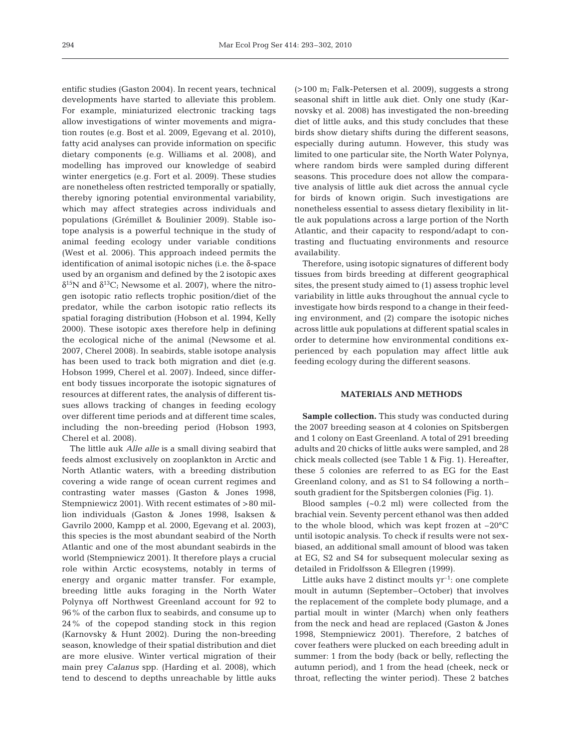entific studies (Gaston 2004). In recent years, technical developments have started to alleviate this problem. For example, miniaturized electronic tracking tags allow investigations of winter movements and migration routes (e.g. Bost et al. 2009, Egevang et al. 2010), fatty acid analyses can provide information on specific dietary components (e.g. Williams et al. 2008), and modelling has improved our knowledge of seabird winter energetics (e.g. Fort et al. 2009). These studies are nonetheless often restricted temporally or spatially, thereby ignoring potential environmental variability, which may affect strategies across individuals and populations (Grémillet & Boulinier 2009). Stable isotope analysis is a powerful technique in the study of animal feeding ecology under variable conditions (West et al. 2006). This approach indeed permits the identification of animal isotopic niches (i.e. the δ-space used by an organism and defined by the 2 isotopic axes $\delta^{15}N$ and $\delta^{13}C$; Newsome et al. 2007), where the nitrogen isotopic ratio reflects trophic position/diet of the predator, while the carbon isotopic ratio reflects its spatial foraging distribution (Hobson et al. 1994, Kelly 2000). These isotopic axes therefore help in defining the ecological niche of the animal (Newsome et al. 2007, Cherel 2008). In seabirds, stable isotope analysis has been used to track both migration and diet (e.g. Hobson 1999, Cherel et al. 2007). Indeed, since different body tissues incorporate the isotopic signatures of resources at different rates, the analysis of different tissues allows tracking of changes in feeding ecology over different time periods and at different time scales, including the non-breeding period (Hobson 1993, Cherel et al. 2008).

The little auk *Alle alle* is a small diving seabird that feeds almost exclusively on zooplankton in Arctic and North Atlantic waters, with a breeding distribution covering a wide range of ocean current regimes and contrasting water masses (Gaston & Jones 1998, Stempniewicz 2001). With recent estimates of >80 million individuals (Gaston & Jones 1998, Isaksen & Gavrilo 2000, Kampp et al. 2000, Egevang et al. 2003), this species is the most abundant seabird of the North Atlantic and one of the most abundant seabirds in the world (Stempniewicz 2001). It therefore plays a crucial role within Arctic ecosystems, notably in terms of energy and organic matter transfer. For example, breeding little auks foraging in the North Water Polynya off Northwest Greenland account for 92 to 96% of the carbon flux to seabirds, and consume up to 24% of the copepod standing stock in this region (Karnovsky & Hunt 2002). During the non-breeding season, knowledge of their spatial distribution and diet are more elusive. Winter vertical migration of their main prey *Calanus* spp. (Harding et al. 2008), which tend to descend to depths unreachable by little auks (>100 m; Falk-Petersen et al. 2009), suggests a strong seasonal shift in little auk diet. Only one study (Karnovsky et al. 2008) has investigated the non-breeding diet of little auks, and this study concludes that these birds show dietary shifts during the different seasons, especially during autumn. However, this study was limited to one particular site, the North Water Polynya, where random birds were sampled during different seasons. This procedure does not allow the comparative analysis of little auk diet across the annual cycle for birds of known origin. Such investigations are nonetheless essential to assess dietary flexibility in little auk populations across a large portion of the North Atlantic, and their capacity to respond/adapt to contrasting and fluctuating environments and resource availability.

Therefore, using isotopic signatures of different body tissues from birds breeding at different geographical sites, the present study aimed to (1) assess trophic level variability in little auks throughout the annual cycle to investigate how birds respond to a change in their feeding environment, and (2) compare the isotopic niches across little auk populations at different spatial scales in order to determine how environmental conditions experienced by each population may affect little auk feeding ecology during the different seasons.

## MATERIALS AND METHODS

**Sample collection.** This study was conducted during the 2007 breeding season at 4 colonies on Spitsbergen and 1 colony on East Greenland. A total of 291 breeding adults and 20 chicks of little auks were sampled, and 28 chick meals collected (see Table 1 & Fig. 1). Hereafter, these 5 colonies are referred to as EG for the East Greenland colony, and as S1 to S4 following a north–south gradient for the Spitsbergen colonies (Fig. 1).

Blood samples (~0.2 ml) were collected from the brachial vein. Seventy percent ethanol was then added to the whole blood, which was kept frozen at –20°C until isotopic analysis. To check if results were not sex-biased, an additional small amount of blood was taken at EG, S2 and S4 for subsequent molecular sexing as detailed in Fridolfsson & Ellegren (1999).

Little auks have 2 distinct moults $yr^{-1}$: one complete moult in autumn (September–October) that involves the replacement of the complete body plumage, and a partial moult in winter (March) when only feathers from the neck and head are replaced (Gaston & Jones 1998, Stempniewicz 2001). Therefore, 2 batches of cover feathers were plucked on each breeding adult in summer: 1 from the body (back or belly, reflecting the autumn period), and 1 from the head (cheek, neck or throat, reflecting the winter period). These 2 batches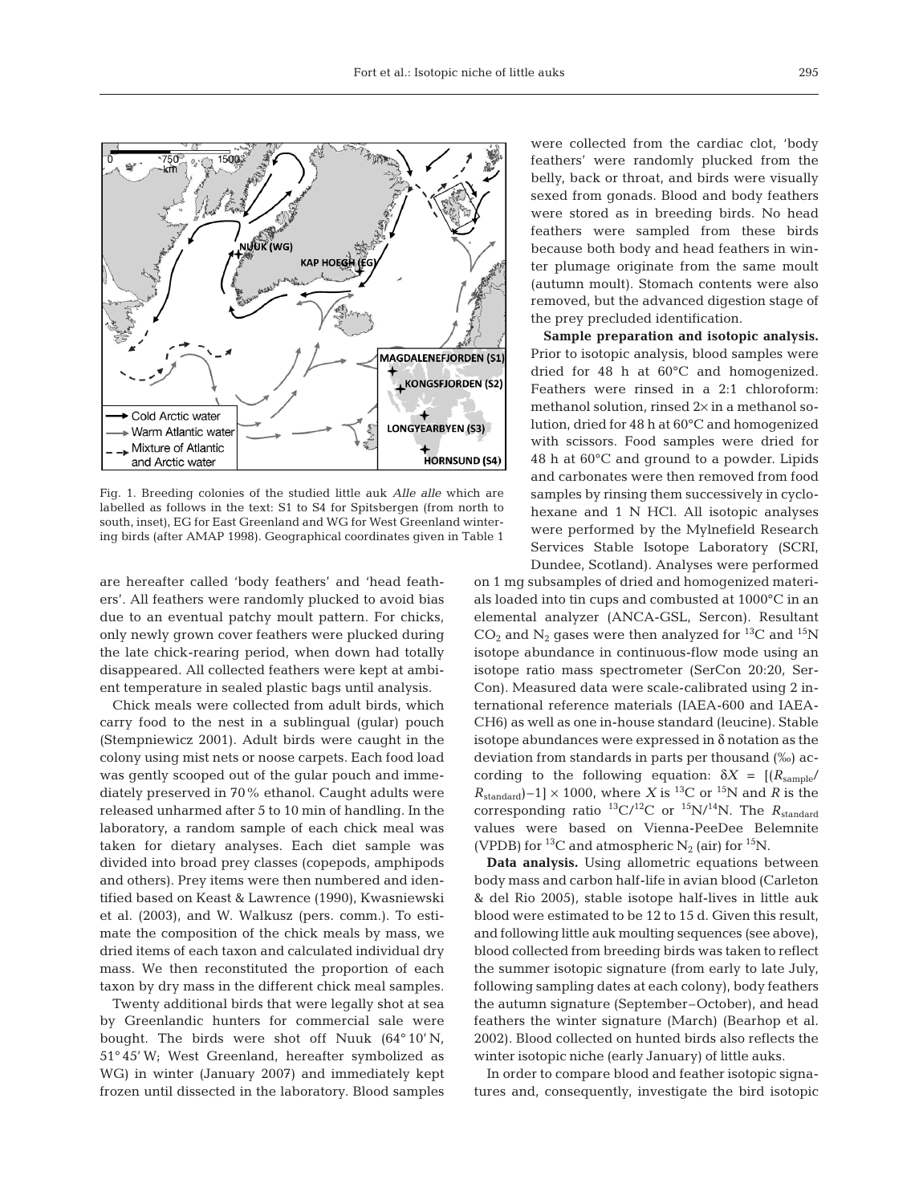Fig. 1. Breeding colonies of the studied little auk *Alle alle* which are labelled as follows in the text: S1 to S4 for Spitsbergen (from north to south, inset), EG for East Greenland and WG for West Greenland wintering birds (after AMAP 1998). Geographical coordinates given in Table 1

are hereafter called 'body feathers' and 'head feathers'. All feathers were randomly plucked to avoid bias due to an eventual patchy moult pattern. For chicks, only newly grown cover feathers were plucked during the late chick-rearing period, when down had totally disappeared. All collected feathers were kept at ambient temperature in sealed plastic bags until analysis.

Chick meals were collected from adult birds, which carry food to the nest in a sublingual (gular) pouch (Stempniewicz 2001). Adult birds were caught in the colony using mist nets or noose carpets. Each food load was gently scooped out of the gular pouch and immediately preserved in 70% ethanol. Caught adults were released unharmed after 5 to 10 min of handling. In the laboratory, a random sample of each chick meal was taken for dietary analyses. Each diet sample was divided into broad prey classes (copepods, amphipods and others). Prey items were then numbered and identified based on Keast & Lawrence (1990), Kwasniewski et al. (2003), and W. Walkusz (pers. comm.). To estimate the composition of the chick meals by mass, we dried items of each taxon and calculated individual dry mass. We then reconstituted the proportion of each taxon by dry mass in the different chick meal samples.

Twenty additional birds that were legally shot at sea by Greenlandic hunters for commercial sale were bought. The birds were shot off Nuuk (64° 10' N, 51° 45' W; West Greenland, hereafter symbolized as WG) in winter (January 2007) and immediately kept frozen until dissected in the laboratory. Blood samples were collected from the cardiac clot, 'body feathers' were randomly plucked from the belly, back or throat, and birds were visually sexed from gonads. Blood and body feathers were stored as in breeding birds. No head feathers were sampled from these birds because both body and head feathers in winter plumage originate from the same moult (autumn moult). Stomach contents were also removed, but the advanced digestion stage of the prey precluded identification.

**Sample preparation and isotopic analysis.** Prior to isotopic analysis, blood samples were dried for 48 h at 60°C and homogenized. Feathers were rinsed in a 2:1 chloroform: methanol solution, rinsed 2× in a methanol solution, dried for 48 h at 60°C and homogenized with scissors. Food samples were dried for 48 h at 60°C and ground to a powder. Lipids and carbonates were then removed from food samples by rinsing them successively in cyclohexane and 1 N HCl. All isotopic analyses were performed by the Mylnefield Research Services Stable Isotope Laboratory (SCRI, Dundee, Scotland). Analyses were performed on 1 mg subsamples of dried and homogenized materials loaded into tin cups and combusted at 1000°C in an elemental analyzer (ANCA-GSL, Sercon). Resultant $CO_2$ and $N_2$ gases were then analyzed for $^{13}C$ and $^{15}N$ isotope abundance in continuous-flow mode using an isotope ratio mass spectrometer (SerCon 20:20, SerCon). Measured data were scale-calibrated using 2 international reference materials (IAEA-600 and IAEA-CH6) as well as one in-house standard (leucine). Stable isotope abundances were expressed in δ notation as the deviation from standards in parts per thousand (‰) according to the following equation: $\delta X = [(R_{sample}/R_{standard}) - 1] \times 1000$, where $X$ is $^{13}C$ or $^{15}N$ and $R$ is the corresponding ratio $^{13}C/^{12}C$ or $^{15}N/^{14}N$. The $R_{standard}$ values were based on Vienna-PeeDee Belemnite (VPDB) for $^{13}C$ and atmospheric $N_2$ (air) for $^{15}N$.

**Data analysis.** Using allometric equations between body mass and carbon half-life in avian blood (Carleton & del Rio 2005), stable isotope half-lives in little auk blood were estimated to be 12 to 15 d. Given this result, and following little auk moulting sequences (see above), blood collected from breeding birds was taken to reflect the summer isotopic signature (from early to late July, following sampling dates at each colony), body feathers the autumn signature (September–October), and head feathers the winter signature (March) (Bearhop et al. 2002). Blood collected on hunted birds also reflects the winter isotopic niche (early January) of little auks.

In order to compare blood and feather isotopic signatures and, consequently, investigate the bird isotopic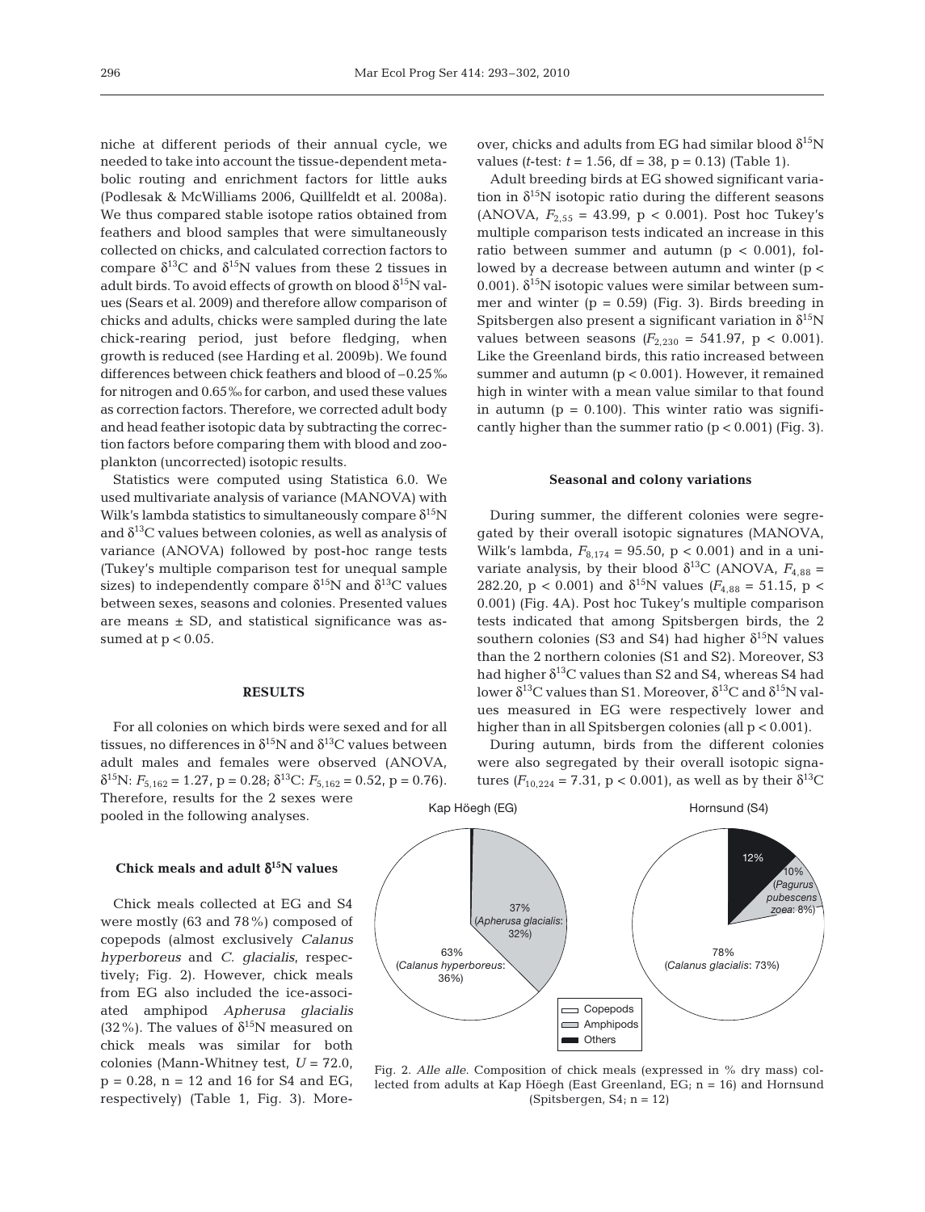niche at different periods of their annual cycle, we needed to take into account the tissue-dependent metabolic routing and enrichment factors for little auks (Podlesak & McWilliams 2006, Quillfeldt et al. 2008a). We thus compared stable isotope ratios obtained from feathers and blood samples that were simultaneously collected on chicks, and calculated correction factors to compare $\delta^{13}C$ and $\delta^{15}N$ values from these 2 tissues in adult birds. To avoid effects of growth on blood $\delta^{15}N$ values (Sears et al. 2009) and therefore allow comparison of chicks and adults, chicks were sampled during the late chick-rearing period, just before fledging, when growth is reduced (see Harding et al. 2009b). We found differences between chick feathers and blood of −0.25‰ for nitrogen and 0.65‰ for carbon, and used these values as correction factors. Therefore, we corrected adult body and head feather isotopic data by subtracting the correction factors before comparing them with blood and zooplankton (uncorrected) isotopic results.

Statistics were computed using Statistica 6.0. We used multivariate analysis of variance (MANOVA) with Wilk's lambda statistics to simultaneously compare $\delta^{15}N$ and $\delta^{13}C$ values between colonies, as well as analysis of variance (ANOVA) followed by post-hoc range tests (Tukey's multiple comparison test for unequal sample sizes) to independently compare $\delta^{15}N$ and $\delta^{13}C$ values between sexes, seasons and colonies. Presented values are means ± SD, and statistical significance was assumed at $p < 0.05$.

## RESULTS

For all colonies on which birds were sexed and for all tissues, no differences in $\delta^{15}N$ and $\delta^{13}C$ values between adult males and females were observed (ANOVA, $\delta^{15}N$: $F_{5,162} = 1.27$, $p = 0.28$; $\delta^{13}C$: $F_{5,162} = 0.52$, $p = 0.76$). Therefore, results for the 2 sexes were pooled in the following analyses.

### Chick meals and adult $\delta^{15}N$ values

Chick meals collected at EG and S4 were mostly (63 and 78%) composed of copepods (almost exclusively *Calanus hyperboreus* and *C. glacialis*, respectively; Fig. 2). However, chick meals from EG also included the ice-associated amphipod *Apherusa glacialis* (32%). The values of $\delta^{15}N$ measured on chick meals was similar for both colonies (Mann-Whitney test, $U = 72.0$, $p = 0.28$, $n = 12$ and 16 for S4 and EG, respectively) (Table 1, Fig. 3). Moreover, chicks and adults from EG had similar blood $\delta^{15}N$ values (*t*-test: $t = 1.56$, df = 38, $p = 0.13$) (Table 1).

Adult breeding birds at EG showed significant variation in $\delta^{15}N$ isotopic ratio during the different seasons (ANOVA, $F_{2,55} = 43.99$, $p < 0.001$). Post hoc Tukey's multiple comparison tests indicated an increase in this ratio between summer and autumn ($p < 0.001$), followed by a decrease between autumn and winter ($p < 0.001$). $\delta^{15}N$ isotopic values were similar between summer and winter ($p = 0.59$) (Fig. 3). Birds breeding in Spitsbergen also present a significant variation in $\delta^{15}N$ values between seasons ($F_{2,230} = 541.97$, $p < 0.001$). Like the Greenland birds, this ratio increased between summer and autumn ($p < 0.001$). However, it remained high in winter with a mean value similar to that found in autumn ($p = 0.100$). This winter ratio was significantly higher than the summer ratio ($p < 0.001$) (Fig. 3).

### Seasonal and colony variations

During summer, the different colonies were segregated by their overall isotopic signatures (MANOVA, Wilk's lambda, $F_{8,174} = 95.50$, $p < 0.001$) and in a univariate analysis, by their blood $\delta^{13}C$ (ANOVA, $F_{4,88} = 282.20$, $p < 0.001$) and $\delta^{15}N$ values ($F_{4,88} = 51.15$, $p < 0.001$) (Fig. 4A). Post hoc Tukey's multiple comparison tests indicated that among Spitsbergen birds, the 2 southern colonies (S3 and S4) had higher $\delta^{15}N$ values than the 2 northern colonies (S1 and S2). Moreover, S3 had higher $\delta^{13}C$ values than S2 and S4, whereas S4 had lower $\delta^{13}C$ values than S1. Moreover, $\delta^{13}C$ and $\delta^{15}N$ values measured in EG were respectively lower and higher than in all Spitsbergen colonies (all $p < 0.001$).

During autumn, birds from the different colonies were also segregated by their overall isotopic signatures ($F_{10,224} = 7.31$, $p < 0.001$), as well as by their $\delta^{13}C$

Fig. 2. *Alle alle*. Composition of chick meals (expressed in % dry mass) collected from adults at Kap Höegh (East Greenland, EG; n = 16) and Hornsund (Spitsbergen, S4; n = 12)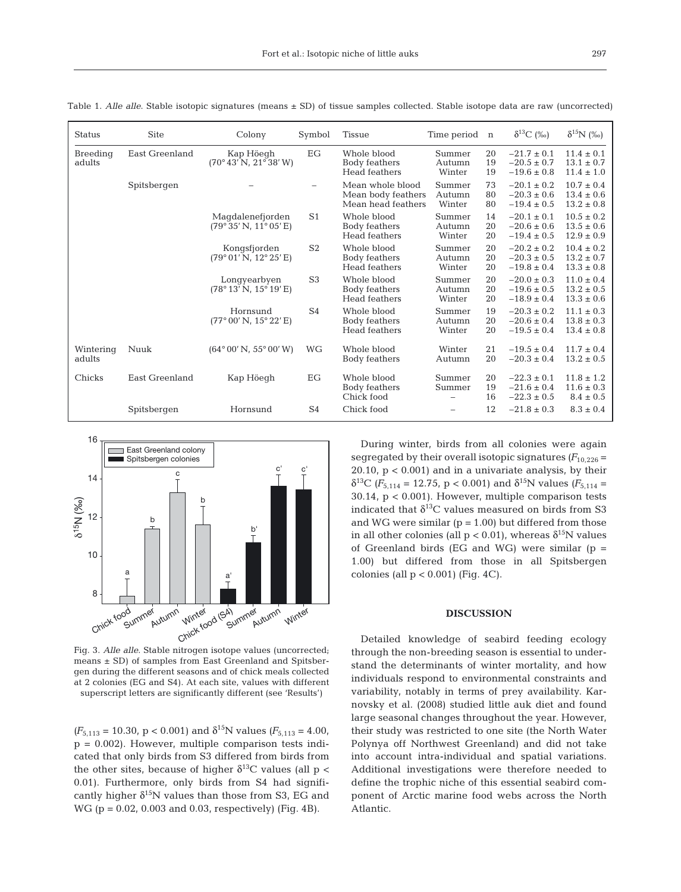Table 1. *Alle alle*. Stable isotopic signatures (means ± SD) of tissue samples collected. Stable isotope data are raw (uncorrected)

| Status | Site | Colony | Symbol | Tissue | Time period | n | $\delta^{13}C$ (‰) | $\delta^{15}N$ (‰) |
|---|---|---|---|---|---|---|---|---|
| Breeding adults | East Greenland | Kap Höegh (70° 43' N, 21° 38' W) | EG | Whole blood | Summer | 20 | −21.7 ± 0.1 | 11.4 ± 0.1 |
| | | | | Body feathers | Autumn | 19 | −20.5 ± 0.7 | 13.1 ± 0.7 |
| | | | | Head feathers | Winter | 19 | −19.6 ± 0.8 | 11.4 ± 1.0 |
| | Spitsbergen | – | – | Mean whole blood | Summer | 73 | −20.1 ± 0.2 | 10.7 ± 0.4 |
| | | | | Mean body feathers | Autumn | 80 | −20.3 ± 0.6 | 13.4 ± 0.6 |
| | | | | Mean head feathers | Winter | 80 | −19.4 ± 0.5 | 13.2 ± 0.8 |
| | | Magdalenefjorden (79° 35' N, 11° 05' E) | S1 | Whole blood | Summer | 14 | −20.1 ± 0.1 | 10.5 ± 0.2 |
| | | | | Body feathers | Autumn | 20 | −20.6 ± 0.6 | 13.5 ± 0.6 |
| | | | | Head feathers | Winter | 20 | −19.4 ± 0.5 | 12.9 ± 0.9 |
| | | Kongsfjorden (79° 01' N, 12° 25' E) | S2 | Whole blood | Summer | 20 | −20.2 ± 0.2 | 10.4 ± 0.2 |
| | | | | Body feathers | Autumn | 20 | −20.3 ± 0.5 | 13.2 ± 0.7 |
| | | | | Head feathers | Winter | 20 | −19.8 ± 0.4 | 13.3 ± 0.8 |
| | | Longyearbyen (78° 13' N, 15° 19' E) | S3 | Whole blood | Summer | 20 | −20.0 ± 0.3 | 11.0 ± 0.4 |
| | | | | Body feathers | Autumn | 20 | −19.6 ± 0.5 | 13.2 ± 0.5 |
| | | | | Head feathers | Winter | 20 | −18.9 ± 0.4 | 13.3 ± 0.6 |
| | | Hornsund (77° 00' N, 15° 22' E) | S4 | Whole blood | Summer | 19 | −20.3 ± 0.2 | 11.1 ± 0.3 |
| | | | | Body feathers | Autumn | 20 | −20.6 ± 0.4 | 13.8 ± 0.3 |
| | | | | Head feathers | Winter | 20 | −19.5 ± 0.4 | 13.4 ± 0.8 |
| Wintering adults | Nuuk | (64° 00' N, 55° 00' W) | WG | Whole blood | Winter | 21 | −19.5 ± 0.4 | 11.7 ± 0.4 |
| | | | | Body feathers | Autumn | 20 | −20.3 ± 0.4 | 13.2 ± 0.5 |
| Chicks | East Greenland | Kap Höegh | EG | Whole blood | Summer | 20 | −22.3 ± 0.1 | 11.8 ± 1.2 |
| | | | | Body feathers | Summer | 19 | −21.6 ± 0.4 | 11.6 ± 0.3 |
| | | | | Chick food | – | 16 | −22.3 ± 0.5 | 8.4 ± 0.5 |
| | Spitsbergen | Hornsund | S4 | Chick food | – | 12 | −21.8 ± 0.3 | 8.3 ± 0.4 |

Fig. 3. *Alle alle*. Stable nitrogen isotope values (uncorrected; means ± SD) of samples from East Greenland and Spitsbergen during the different seasons and of chick meals collected at 2 colonies (EG and S4). At each site, values with different superscript letters are significantly different (see 'Results')

($F_{5,113}$ = 10.30, $p < 0.001$) and $\delta^{15}N$ values ($F_{5,113}$ = 4.00, $p = 0.002$). However, multiple comparison tests indicated that only birds from S3 differed from birds from the other sites, because of higher $\delta^{13}C$ values (all $p < 0.01$). Furthermore, only birds from S4 had significantly higher $\delta^{15}N$ values than those from S3, EG and WG ($p = 0.02$, 0.003 and 0.03, respectively) (Fig. 4B).

During winter, birds from all colonies were again segregated by their overall isotopic signatures ($F_{10,226}$ = 20.10, $p < 0.001$) and in a univariate analysis, by their $\delta^{13}C$ ($F_{5,114}$ = 12.75, $p < 0.001$) and $\delta^{15}N$ values ($F_{5,114}$ = 30.14, $p < 0.001$). However, multiple comparison tests indicated that $\delta^{13}C$ values measured on birds from S3 and WG were similar ($p = 1.00$) but differed from those in all other colonies (all $p < 0.01$), whereas $\delta^{15}N$ values of Greenland birds (EG and WG) were similar ($p = 1.00$) but differed from those in all Spitsbergen colonies (all $p < 0.001$) (Fig. 4C).

## DISCUSSION

Detailed knowledge of seabird feeding ecology through the non-breeding season is essential to understand the determinants of winter mortality, and how individuals respond to environmental constraints and variability, notably in terms of prey availability. Karnovsky et al. (2008) studied little auk diet and found large seasonal changes throughout the year. However, their study was restricted to one site (the North Water Polynya off Northwest Greenland) and did not take into account intra-individual and spatial variations. Additional investigations were therefore needed to define the trophic niche of this essential seabird component of Arctic marine food webs across the North Atlantic.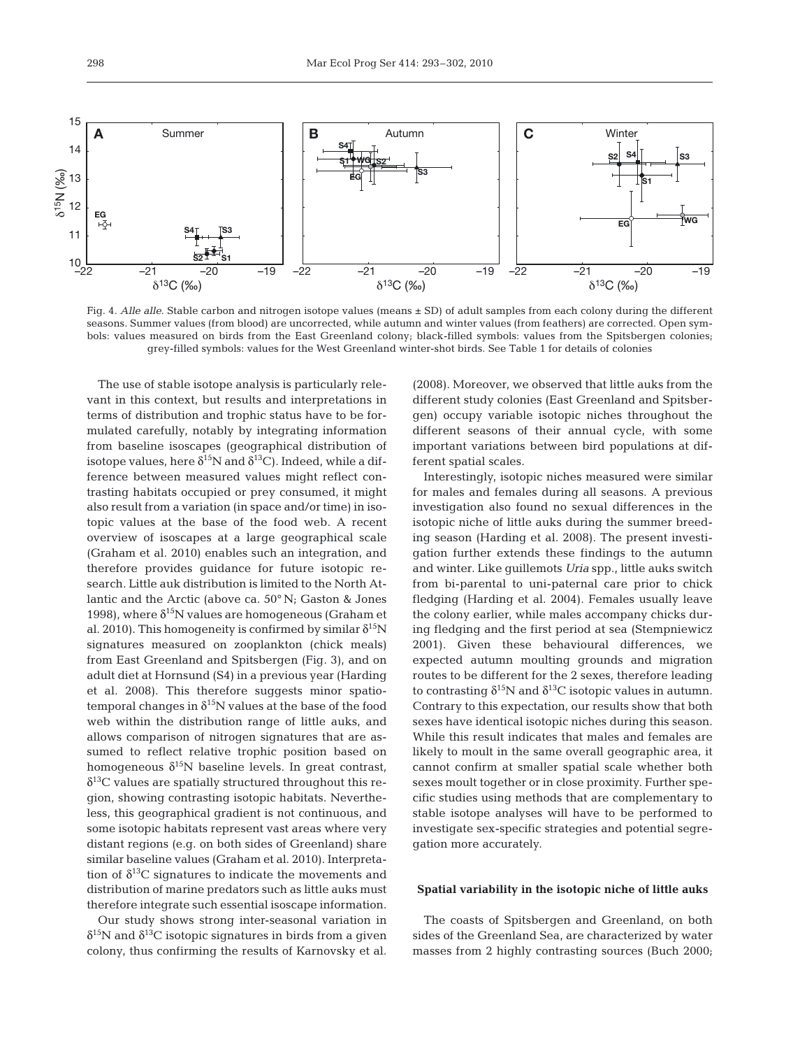Fig. 4. *Alle alle.* Stable carbon and nitrogen isotope values (means ± SD) of adult samples from each colony during the different seasons. Summer values (from blood) are uncorrected, while autumn and winter values (from feathers) are corrected. Open symbols: values measured on birds from the East Greenland colony; black-filled symbols: values from the Spitsbergen colonies; grey-filled symbols: values for the West Greenland winter-shot birds. See Table 1 for details of colonies

The use of stable isotope analysis is particularly relevant in this context, but results and interpretations in terms of distribution and trophic status have to be formulated carefully, notably by integrating information from baseline isoscapes (geographical distribution of isotope values, here $\delta^{15}N$ and $\delta^{13}C$). Indeed, while a difference between measured values might reflect contrasting habitats occupied or prey consumed, it might also result from a variation (in space and/or time) in isotopic values at the base of the food web. A recent overview of isoscapes at a large geographical scale (Graham et al. 2010) enables such an integration, and therefore provides guidance for future isotopic research. Little auk distribution is limited to the North Atlantic and the Arctic (above ca. 50° N; Gaston & Jones 1998), where $\delta^{15}N$ values are homogeneous (Graham et al. 2010). This homogeneity is confirmed by similar $\delta^{15}N$ signatures measured on zooplankton (chick meals) from East Greenland and Spitsbergen (Fig. 3), and on adult diet at Hornsund (S4) in a previous year (Harding et al. 2008). This therefore suggests minor spatiotemporal changes in $\delta^{15}N$ values at the base of the food web within the distribution range of little auks, and allows comparison of nitrogen signatures that are assumed to reflect relative trophic position based on homogeneous $\delta^{15}N$ baseline levels. In great contrast, $\delta^{13}C$ values are spatially structured throughout this region, showing contrasting isotopic habitats. Nevertheless, this geographical gradient is not continuous, and some isotopic habitats represent vast areas where very distant regions (e.g. on both sides of Greenland) share similar baseline values (Graham et al. 2010). Interpretation of $\delta^{13}C$ signatures to indicate the movements and distribution of marine predators such as little auks must therefore integrate such essential isoscape information.

Our study shows strong inter-seasonal variation in $\delta^{15}N$ and $\delta^{13}C$ isotopic signatures in birds from a given colony, thus confirming the results of Karnovsky et al. (2008). Moreover, we observed that little auks from the different study colonies (East Greenland and Spitsbergen) occupy variable isotopic niches throughout the different seasons of their annual cycle, with some important variations between bird populations at different spatial scales.

Interestingly, isotopic niches measured were similar for males and females during all seasons. A previous investigation also found no sexual differences in the isotopic niche of little auks during the summer breeding season (Harding et al. 2008). The present investigation further extends these findings to the autumn and winter. Like guillemots *Uria* spp., little auks switch from bi-parental to uni-paternal care prior to chick fledging (Harding et al. 2004). Females usually leave the colony earlier, while males accompany chicks during fledging and the first period at sea (Stempniewicz 2001). Given these behavioural differences, we expected autumn moulting grounds and migration routes to be different for the 2 sexes, therefore leading to contrasting $\delta^{15}N$ and $\delta^{13}C$ isotopic values in autumn. Contrary to this expectation, our results show that both sexes have identical isotopic niches during this season. While this result indicates that males and females are likely to moult in the same overall geographic area, it cannot confirm at smaller spatial scale whether both sexes moult together or in close proximity. Further specific studies using methods that are complementary to stable isotope analyses will have to be performed to investigate sex-specific strategies and potential segregation more accurately.

### Spatial variability in the isotopic niche of little auks

The coasts of Spitsbergen and Greenland, on both sides of the Greenland Sea, are characterized by water masses from 2 highly contrasting sources (Buch 2000;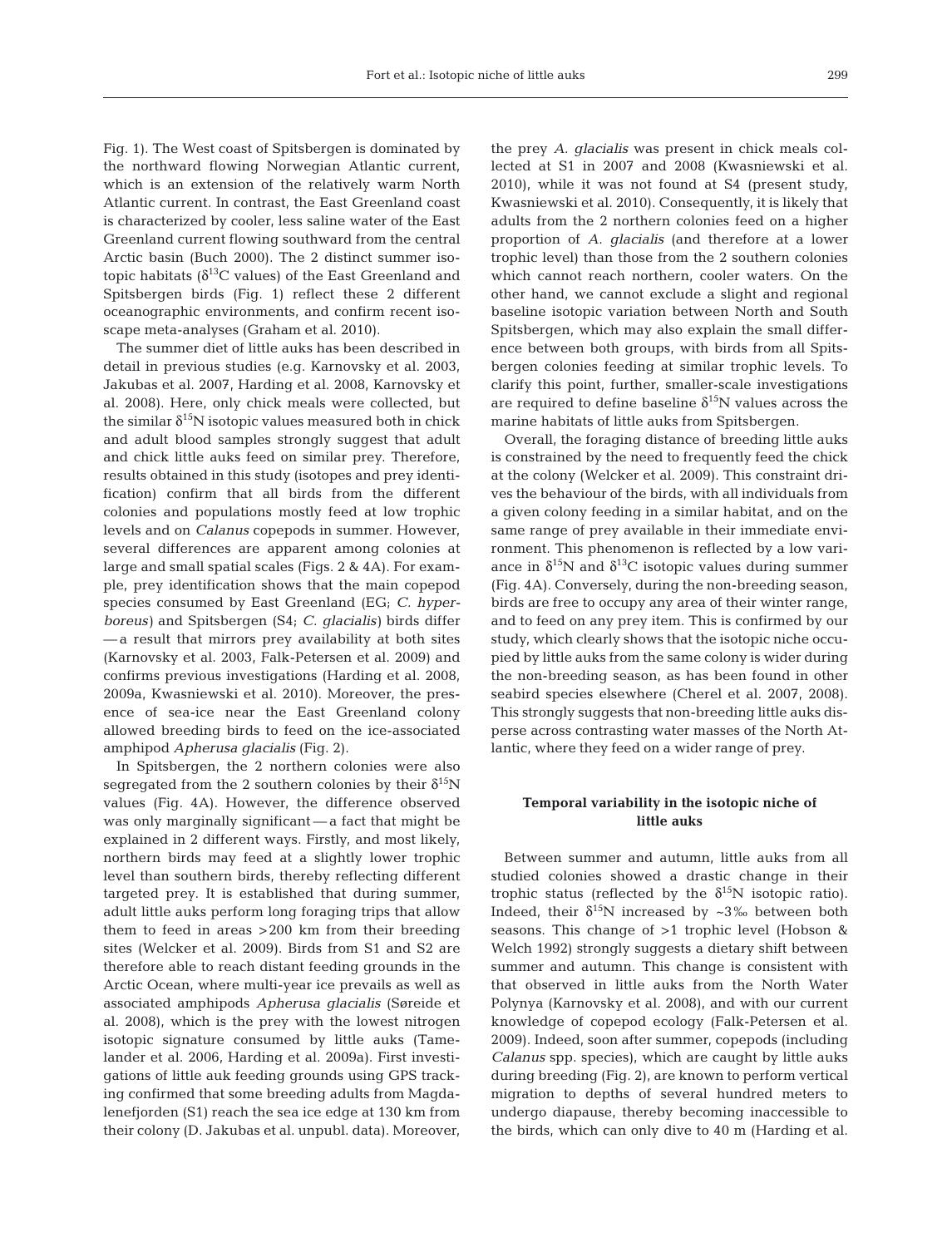Fig. 1). The West coast of Spitsbergen is dominated by the northward flowing Norwegian Atlantic current, which is an extension of the relatively warm North Atlantic current. In contrast, the East Greenland coast is characterized by cooler, less saline water of the East Greenland current flowing southward from the central Arctic basin (Buch 2000). The 2 distinct summer isotopic habitats ($\delta^{13}C$ values) of the East Greenland and Spitsbergen birds (Fig. 1) reflect these 2 different oceanographic environments, and confirm recent isoscape meta-analyses (Graham et al. 2010).

The summer diet of little auks has been described in detail in previous studies (e.g. Karnovsky et al. 2003, Jakubas et al. 2007, Harding et al. 2008, Karnovsky et al. 2008). Here, only chick meals were collected, but the similar $\delta^{15}N$ isotopic values measured both in chick and adult blood samples strongly suggest that adult and chick little auks feed on similar prey. Therefore, results obtained in this study (isotopes and prey identification) confirm that all birds from the different colonies and populations mostly feed at low trophic levels and on *Calanus* copepods in summer. However, several differences are apparent among colonies at large and small spatial scales (Figs. 2 & 4A). For example, prey identification shows that the main copepod species consumed by East Greenland (EG; *C. hyperboreus*) and Spitsbergen (S4; *C. glacialis*) birds differ — a result that mirrors prey availability at both sites (Karnovsky et al. 2003, Falk-Petersen et al. 2009) and confirms previous investigations (Harding et al. 2008, 2009a, Kwasniewski et al. 2010). Moreover, the presence of sea-ice near the East Greenland colony allowed breeding birds to feed on the ice-associated amphipod *Apherusa glacialis* (Fig. 2).

In Spitsbergen, the 2 northern colonies were also segregated from the 2 southern colonies by their $\delta^{15}N$ values (Fig. 4A). However, the difference observed was only marginally significant — a fact that might be explained in 2 different ways. Firstly, and most likely, northern birds may feed at a slightly lower trophic level than southern birds, thereby reflecting different targeted prey. It is established that during summer, adult little auks perform long foraging trips that allow them to feed in areas >200 km from their breeding sites (Welcker et al. 2009). Birds from S1 and S2 are therefore able to reach distant feeding grounds in the Arctic Ocean, where multi-year ice prevails as well as associated amphipods *Apherusa glacialis* (Søreide et al. 2008), which is the prey with the lowest nitrogen isotopic signature consumed by little auks (Tamelander et al. 2006, Harding et al. 2009a). First investigations of little auk feeding grounds using GPS tracking confirmed that some breeding adults from Magdalenefjorden (S1) reach the sea ice edge at 130 km from their colony (D. Jakubas et al. unpubl. data). Moreover, the prey *A. glacialis* was present in chick meals collected at S1 in 2007 and 2008 (Kwasniewski et al. 2010), while it was not found at S4 (present study, Kwasniewski et al. 2010). Consequently, it is likely that adults from the 2 northern colonies feed on a higher proportion of *A. glacialis* (and therefore at a lower trophic level) than those from the 2 southern colonies which cannot reach northern, cooler waters. On the other hand, we cannot exclude a slight and regional baseline isotopic variation between North and South Spitsbergen, which may also explain the small difference between both groups, with birds from all Spitsbergen colonies feeding at similar trophic levels. To clarify this point, further, smaller-scale investigations are required to define baseline $\delta^{15}N$ values across the marine habitats of little auks from Spitsbergen.

Overall, the foraging distance of breeding little auks is constrained by the need to frequently feed the chick at the colony (Welcker et al. 2009). This constraint drives the behaviour of the birds, with all individuals from a given colony feeding in a similar habitat, and on the same range of prey available in their immediate environment. This phenomenon is reflected by a low variance in $\delta^{15}N$ and $\delta^{13}C$ isotopic values during summer (Fig. 4A). Conversely, during the non-breeding season, birds are free to occupy any area of their winter range, and to feed on any prey item. This is confirmed by our study, which clearly shows that the isotopic niche occupied by little auks from the same colony is wider during the non-breeding season, as has been found in other seabird species elsewhere (Cherel et al. 2007, 2008). This strongly suggests that non-breeding little auks disperse across contrasting water masses of the North Atlantic, where they feed on a wider range of prey.

### Temporal variability in the isotopic niche of little auks

Between summer and autumn, little auks from all studied colonies showed a drastic change in their trophic status (reflected by the $\delta^{15}N$ isotopic ratio). Indeed, their $\delta^{15}N$ increased by ~3‰ between both seasons. This change of >1 trophic level (Hobson & Welch 1992) strongly suggests a dietary shift between summer and autumn. This change is consistent with that observed in little auks from the North Water Polynya (Karnovsky et al. 2008), and with our current knowledge of copepod ecology (Falk-Petersen et al. 2009). Indeed, soon after summer, copepods (including *Calanus* spp. species), which are caught by little auks during breeding (Fig. 2), are known to perform vertical migration to depths of several hundred meters to undergo diapause, thereby becoming inaccessible to the birds, which can only dive to 40 m (Harding et al.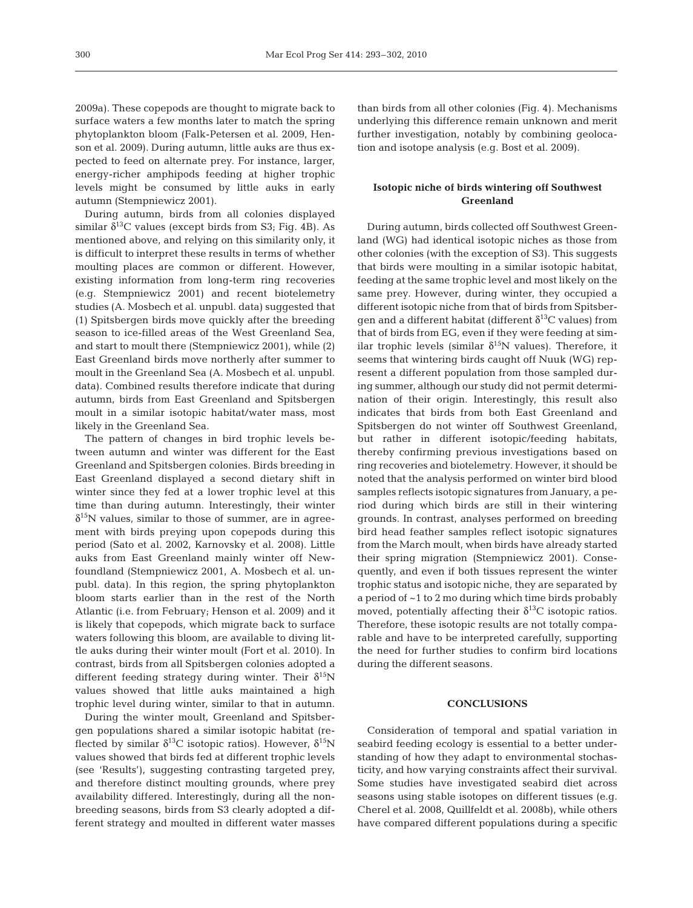2009a). These copepods are thought to migrate back to surface waters a few months later to match the spring phytoplankton bloom (Falk-Petersen et al. 2009, Henson et al. 2009). During autumn, little auks are thus expected to feed on alternate prey. For instance, larger, energy-richer amphipods feeding at higher trophic levels might be consumed by little auks in early autumn (Stempniewicz 2001).

During autumn, birds from all colonies displayed similar $\delta^{13}C$ values (except birds from S3; Fig. 4B). As mentioned above, and relying on this similarity only, it is difficult to interpret these results in terms of whether moulting places are common or different. However, existing information from long-term ring recoveries (e.g. Stempniewicz 2001) and recent biotelemetry studies (A. Mosbech et al. unpubl. data) suggested that (1) Spitsbergen birds move quickly after the breeding season to ice-filled areas of the West Greenland Sea, and start to moult there (Stempniewicz 2001), while (2) East Greenland birds move northerly after summer to moult in the Greenland Sea (A. Mosbech et al. unpubl. data). Combined results therefore indicate that during autumn, birds from East Greenland and Spitsbergen moult in a similar isotopic habitat/water mass, most likely in the Greenland Sea.

The pattern of changes in bird trophic levels between autumn and winter was different for the East Greenland and Spitsbergen colonies. Birds breeding in East Greenland displayed a second dietary shift in winter since they fed at a lower trophic level at this time than during autumn. Interestingly, their winter $\delta^{15}N$ values, similar to those of summer, are in agreement with birds preying upon copepods during this period (Sato et al. 2002, Karnovsky et al. 2008). Little auks from East Greenland mainly winter off Newfoundland (Stempniewicz 2001, A. Mosbech et al. unpubl. data). In this region, the spring phytoplankton bloom starts earlier than in the rest of the North Atlantic (i.e. from February; Henson et al. 2009) and it is likely that copepods, which migrate back to surface waters following this bloom, are available to diving little auks during their winter moult (Fort et al. 2010). In contrast, birds from all Spitsbergen colonies adopted a different feeding strategy during winter. Their $\delta^{15}N$ values showed that little auks maintained a high trophic level during winter, similar to that in autumn.

During the winter moult, Greenland and Spitsbergen populations shared a similar isotopic habitat (reflected by similar $\delta^{13}C$ isotopic ratios). However, $\delta^{15}N$ values showed that birds fed at different trophic levels (see 'Results'), suggesting contrasting targeted prey, and therefore distinct moulting grounds, where prey availability differed. Interestingly, during all the nonbreeding seasons, birds from S3 clearly adopted a different strategy and moulted in different water masses than birds from all other colonies (Fig. 4). Mechanisms underlying this difference remain unknown and merit further investigation, notably by combining geolocation and isotope analysis (e.g. Bost et al. 2009).

### Isotopic niche of birds wintering off Southwest Greenland

During autumn, birds collected off Southwest Greenland (WG) had identical isotopic niches as those from other colonies (with the exception of S3). This suggests that birds were moulting in a similar isotopic habitat, feeding at the same trophic level and most likely on the same prey. However, during winter, they occupied a different isotopic niche from that of birds from Spitsbergen and a different habitat (different $\delta^{13}C$ values) from that of birds from EG, even if they were feeding at similar trophic levels (similar $\delta^{15}N$ values). Therefore, it seems that wintering birds caught off Nuuk (WG) represent a different population from those sampled during summer, although our study did not permit determination of their origin. Interestingly, this result also indicates that birds from both East Greenland and Spitsbergen do not winter off Southwest Greenland, but rather in different isotopic/feeding habitats, thereby confirming previous investigations based on ring recoveries and biotelemetry. However, it should be noted that the analysis performed on winter bird blood samples reflects isotopic signatures from January, a period during which birds are still in their wintering grounds. In contrast, analyses performed on breeding bird head feather samples reflect isotopic signatures from the March moult, when birds have already started their spring migration (Stempniewicz 2001). Consequently, and even if both tissues represent the winter trophic status and isotopic niche, they are separated by a period of ~1 to 2 mo during which time birds probably moved, potentially affecting their $\delta^{13}C$ isotopic ratios. Therefore, these isotopic results are not totally comparable and have to be interpreted carefully, supporting the need for further studies to confirm bird locations during the different seasons.

## CONCLUSIONS

Consideration of temporal and spatial variation in seabird feeding ecology is essential to a better understanding of how they adapt to environmental stochasticity, and how varying constraints affect their survival. Some studies have investigated seabird diet across seasons using stable isotopes on different tissues (e.g. Cherel et al. 2008, Quillfeldt et al. 2008b), while others have compared different populations during a specific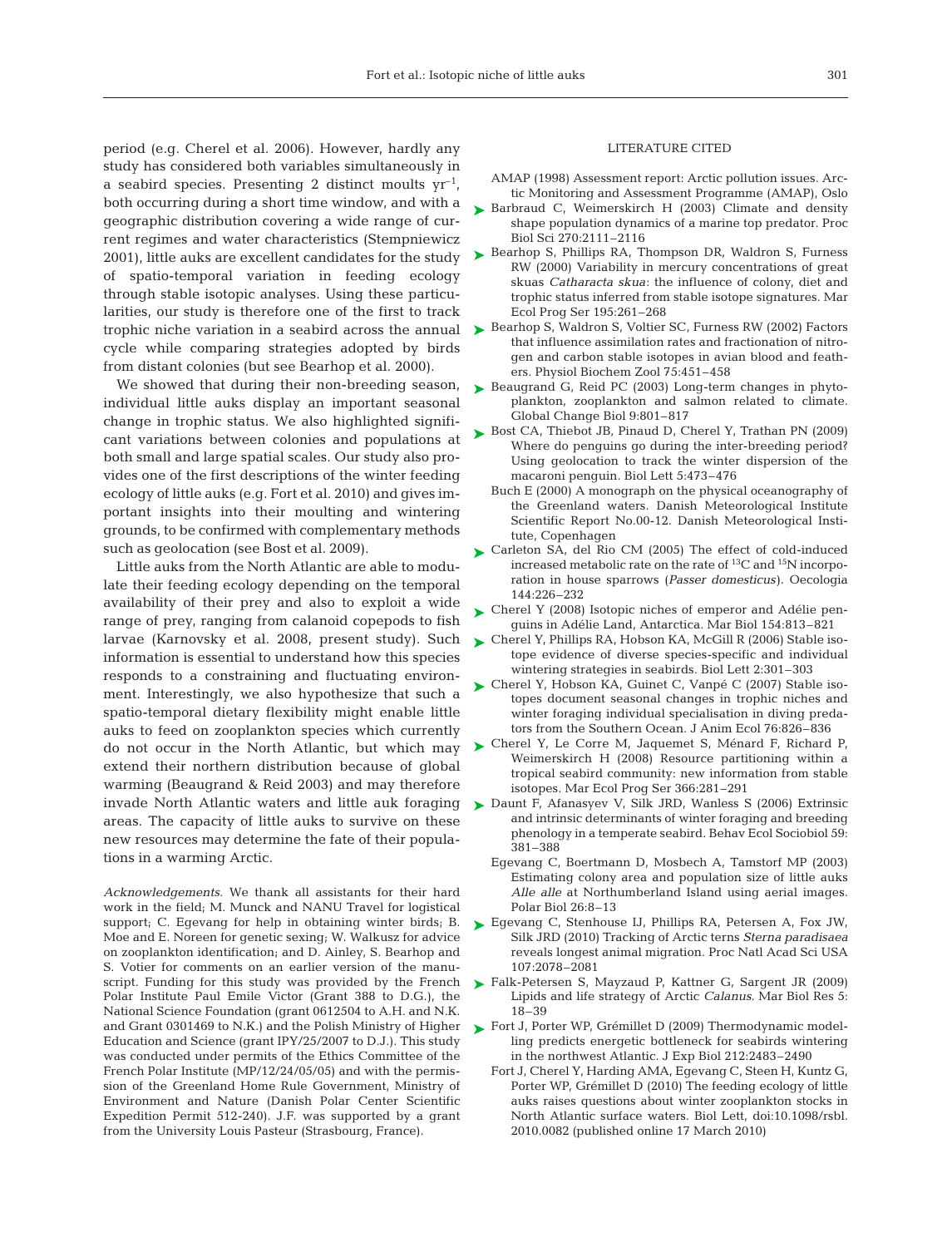period (e.g. Cherel et al. 2006). However, hardly any study has considered both variables simultaneously in a seabird species. Presenting 2 distinct moults $yr^{-1}$, both occurring during a short time window, and with a geographic distribution covering a wide range of current regimes and water characteristics (Stempniewicz 2001), little auks are excellent candidates for the study of spatio-temporal variation in feeding ecology through stable isotopic analyses. Using these particularities, our study is therefore one of the first to track trophic niche variation in a seabird across the annual cycle while comparing strategies adopted by birds from distant colonies (but see Bearhop et al. 2000).

We showed that during their non-breeding season, individual little auks display an important seasonal change in trophic status. We also highlighted significant variations between colonies and populations at both small and large spatial scales. Our study also provides one of the first descriptions of the winter feeding ecology of little auks (e.g. Fort et al. 2010) and gives important insights into their moulting and wintering grounds, to be confirmed with complementary methods such as geolocation (see Bost et al. 2009).

Little auks from the North Atlantic are able to modulate their feeding ecology depending on the temporal availability of their prey and also to exploit a wide range of prey, ranging from calanoid copepods to fish larvae (Karnovsky et al. 2008, present study). Such information is essential to understand how this species responds to a constraining and fluctuating environment. Interestingly, we also hypothesize that such a spatio-temporal dietary flexibility might enable little auks to feed on zooplankton species which currently do not occur in the North Atlantic, but which may extend their northern distribution because of global warming (Beaugrand & Reid 2003) and may therefore invade North Atlantic waters and little auk foraging areas. The capacity of little auks to survive on these new resources may determine the fate of their populations in a warming Arctic.

*Acknowledgements.* We thank all assistants for their hard work in the field; M. Munck and NANU Travel for logistical support; C. Egevang for help in obtaining winter birds; B. Moe and E. Noreen for genetic sexing; W. Walkusz for advice on zooplankton identification; and D. Ainley, S. Bearhop and S. Votier for comments on an earlier version of the manuscript. Funding for this study was provided by the French Polar Institute Paul Emile Victor (Grant 388 to D.G.), the National Science Foundation (grant 0612504 to A.H. and N.K. and Grant 0301469 to N.K.) and the Polish Ministry of Higher Education and Science (grant IPY/25/2007 to D.J.). This study was conducted under permits of the Ethics Committee of the French Polar Institute (MP/12/24/05/05) and with the permission of the Greenland Home Rule Government, Ministry of Environment and Nature (Danish Polar Center Scientific Expedition Permit 512-240). J.F. was supported by a grant from the University Louis Pasteur (Strasbourg, France).

## LITERATURE CITED

- AMAP (1998) Assessment report: Arctic pollution issues. Arctic Monitoring and Assessment Programme (AMAP), Oslo
- Barbraud C, Weimerskirch H (2003) Climate and density shape population dynamics of a marine top predator. Proc Biol Sci 270:2111–2116
- Bearhop S, Phillips RA, Thompson DR, Waldron S, Furness RW (2000) Variability in mercury concentrations of great skuas *Catharacta skua*: the influence of colony, diet and trophic status inferred from stable isotope signatures. Mar Ecol Prog Ser 195:261–268
- Bearhop S, Waldron S, Voltier SC, Furness RW (2002) Factors that influence assimilation rates and fractionation of nitrogen and carbon stable isotopes in avian blood and feathers. Physiol Biochem Zool 75:451–458
- Beaugrand G, Reid PC (2003) Long-term changes in phytoplankton, zooplankton and salmon related to climate. Global Change Biol 9:801–817
- Bost CA, Thiebot JB, Pinaud D, Cherel Y, Trathan PN (2009) Where do penguins go during the inter-breeding period? Using geolocation to track the winter dispersion of the macaroni penguin. Biol Lett 5:473–476
- Buch E (2000) A monograph on the physical oceanography of the Greenland waters. Danish Meteorological Institute Scientific Report No.00-12. Danish Meteorological Institute, Copenhagen
- Carleton SA, del Rio CM (2005) The effect of cold-induced increased metabolic rate on the rate of $^{13}C$ and $^{15}N$ incorporation in house sparrows (*Passer domesticus*). Oecologia 144:226–232
- Cherel Y (2008) Isotopic niches of emperor and Adélie penguins in Adélie Land, Antarctica. Mar Biol 154:813–821
- Cherel Y, Phillips RA, Hobson KA, McGill R (2006) Stable isotope evidence of diverse species-specific and individual wintering strategies in seabirds. Biol Lett 2:301–303
- Cherel Y, Hobson KA, Guinet C, Vanpé C (2007) Stable isotopes document seasonal changes in trophic niches and winter foraging individual specialisation in diving predators from the Southern Ocean. J Anim Ecol 76:826–836
- Cherel Y, Le Corre M, Jaquemet S, Ménard F, Richard P, Weimerskirch H (2008) Resource partitioning within a tropical seabird community: new information from stable isotopes. Mar Ecol Prog Ser 366:281–291
- Daunt F, Afanasyev V, Silk JRD, Wanless S (2006) Extrinsic and intrinsic determinants of winter foraging and breeding phenology in a temperate seabird. Behav Ecol Sociobiol 59: 381–388
- Egevang C, Boertmann D, Mosbech A, Tamstorf MP (2003) Estimating colony area and population size of little auks *Alle alle* at Northumberland Island using aerial images. Polar Biol 26:8–13
- Egevang C, Stenhouse IJ, Phillips RA, Petersen A, Fox JW, Silk JRD (2010) Tracking of Arctic terns *Sterna paradisaea* reveals longest animal migration. Proc Natl Acad Sci USA 107:2078–2081
- Falk-Petersen S, Mayzaud P, Kattner G, Sargent JR (2009) Lipids and life strategy of Arctic *Calanus*. Mar Biol Res 5: 18–39
- Fort J, Porter WP, Grémillet D (2009) Thermodynamic modelling predicts energetic bottleneck for seabirds wintering in the northwest Atlantic. J Exp Biol 212:2483–2490
- Fort J, Cherel Y, Harding AMA, Egevang C, Steen H, Kuntz G, Porter WP, Grémillet D (2010) The feeding ecology of little auks raises questions about winter zooplankton stocks in North Atlantic surface waters. Biol Lett, doi:10.1098/rsbl.2010.0082 (published online 17 March 2010)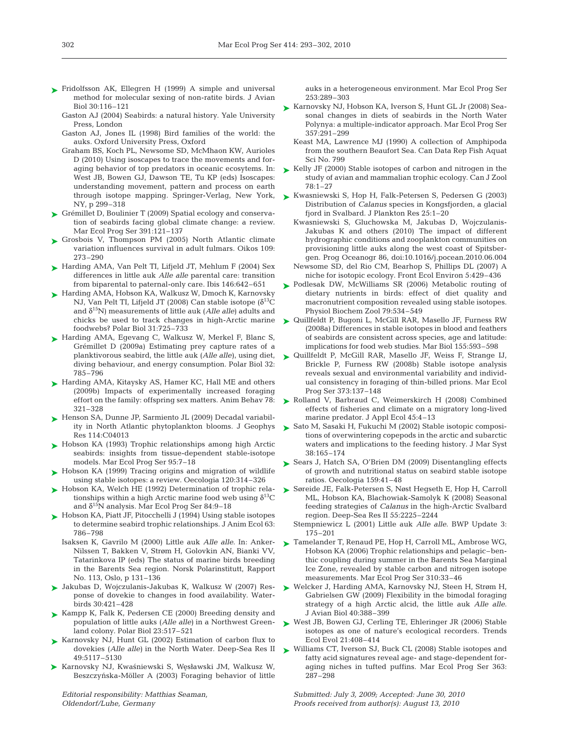Fridolfsson AK, Ellegren H (1999) A simple and universal method for molecular sexing of non-ratite birds. J Avian Biol 30:116–121

Gaston AJ (2004) Seabirds: a natural history. Yale University Press, London

Gaston AJ, Jones IL (1998) Bird families of the world: the auks. Oxford University Press, Oxford

Graham BS, Koch PL, Newsome SD, McMhaon KW, Aurioles D (2010) Using isoscapes to trace the movements and foraging behavior of top predators in oceanic ecosytems. In: West JB, Bowen GJ, Dawson TE, Tu KP (eds) Isoscapes: understanding movement, pattern and process on earth through isotope mapping. Springer-Verlag, New York, NY, p 299–318

Grémillet D, Boulinier T (2009) Spatial ecology and conservation of seabirds facing global climate change: a review. Mar Ecol Prog Ser 391:121–137

Grosbois V, Thompson PM (2005) North Atlantic climate variation influences survival in adult fulmars. Oikos 109: 273–290

Harding AMA, Van Pelt TI, Lifjeld JT, Mehlum F (2004) Sex differences in little auk *Alle alle* parental care: transition from biparental to paternal-only care. Ibis 146:642–651

Harding AMA, Hobson KA, Walkusz W, Dmoch K, Karnovsky NJ, Van Pelt TI, Lifjeld JT (2008) Can stable isotope ($\delta^{13}$C and $\delta^{15}$N) measurements of little auk (*Alle alle*) adults and chicks be used to track changes in high-Arctic marine foodwebs? Polar Biol 31:725–733

Harding AMA, Egevang C, Walkusz W, Merkel F, Blanc S, Grémillet D (2009a) Estimating prey capture rates of a planktivorous seabird, the little auk (*Alle alle*), using diet, diving behaviour, and energy consumption. Polar Biol 32: 785–796

Harding AMA, Kitaysky AS, Hamer KC, Hall ME and others (2009b) Impacts of experimentally increased foraging effort on the family: offspring sex matters. Anim Behav 78: 321–328

Henson SA, Dunne JP, Sarmiento JL (2009) Decadal variability in North Atlantic phytoplankton blooms. J Geophys Res 114:C04013

Hobson KA (1993) Trophic relationships among high Arctic seabirds: insights from tissue-dependent stable-isotope models. Mar Ecol Prog Ser 95:7–18

Hobson KA (1999) Tracing origins and migration of wildlife using stable isotopes: a review. Oecologia 120:314–326

Hobson KA, Welch HE (1992) Determination of trophic relationships within a high Arctic marine food web using $\delta^{13}$C and $\delta^{15}$N analysis. Mar Ecol Prog Ser 84:9–18

Hobson KA, Piatt JF, Pitocchelli J (1994) Using stable isotopes to determine seabird trophic relationships. J Anim Ecol 63: 786–798

Isaksen K, Gavrilo M (2000) Little auk *Alle alle*. In: Anker-Nilssen T, Bakken V, Strøm H, Golovkin AN, Bianki VV, Tatarinkova IP (eds) The status of marine birds breeding in the Barents Sea region. Norsk Polarinstituttt, Rapport No. 113, Oslo, p 131–136

Jakubas D, Wojczulanis-Jakubas K, Walkusz W (2007) Response of dovekie to changes in food availability. Waterbirds 30:421–428

Kampp K, Falk K, Pedersen CE (2000) Breeding density and population of little auks (*Alle alle*) in a Northwest Greenland colony. Polar Biol 23:517–521

Karnovsky NJ, Hunt GL (2002) Estimation of carbon flux to dovekies (*Alle alle*) in the North Water. Deep-Sea Res II 49:5117–5130

Karnovsky NJ, Kwaśniewski S, Węsławski JM, Walkusz W, Beszczyńska-Möller A (2003) Foraging behavior of little auks in a heterogeneous environment. Mar Ecol Prog Ser 253:289–303

Karnovsky NJ, Hobson KA, Iverson S, Hunt GL Jr (2008) Seasonal changes in diets of seabirds in the North Water Polynya: a multiple-indicator approach. Mar Ecol Prog Ser 357:291–299

Keast MA, Lawrence MJ (1990) A collection of Amphipoda from the southern Beaufort Sea. Can Data Rep Fish Aquat Sci No. 799

Kelly JF (2000) Stable isotopes of carbon and nitrogen in the study of avian and mammalian trophic ecology. Can J Zool 78:1–27

Kwasniewski S, Hop H, Falk-Petersen S, Pedersen G (2003) Distribution of *Calanus* species in Kongsfjorden, a glacial fjord in Svalbard. J Plankton Res 25:1–20

Kwasniewski S, Gluchowska M, Jakubas D, Wojczulanis-Jakubas K and others (2010) The impact of different hydrographic conditions and zooplankton communities on provisioning little auks along the west coast of Spitsbergen. Prog Oceanogr 86, doi:10.1016/j.pocean.2010.06.004

Newsome SD, del Rio CM, Bearhop S, Phillips DL (2007) A niche for isotopic ecology. Front Ecol Environ 5:429–436

Podlesak DW, McWilliams SR (2006) Metabolic routing of dietary nutrients in birds: effect of diet quality and macronutrient composition revealed using stable isotopes. Physiol Biochem Zool 79:534–549

Quillfeldt P, Bugoni L, McGill RAR, Masello JF, Furness RW (2008a) Differences in stable isotopes in blood and feathers of seabirds are consistent across species, age and latitude: implications for food web studies. Mar Biol 155:593–598

Quillfeldt P, McGill RAR, Masello JF, Weiss F, Strange IJ, Brickle P, Furness RW (2008b) Stable isotope analysis reveals sexual and environmental variability and individual consistency in foraging of thin-billed prions. Mar Ecol Prog Ser 373:137–148

Rolland V, Barbraud C, Weimerskirch H (2008) Combined effects of fisheries and climate on a migratory long-lived marine predator. J Appl Ecol 45:4–13

Sato M, Sasaki H, Fukuchi M (2002) Stable isotopic compositions of overwintering copepods in the arctic and subarctic waters and implications to the feeding history. J Mar Syst 38:165–174

Sears J, Hatch SA, O'Brien DM (2009) Disentangling effects of growth and nutritional status on seabird stable isotope ratios. Oecologia 159:41–48

Søreide JE, Falk-Petersen S, Nøst Hegseth E, Hop H, Carroll ML, Hobson KA, Blachowiak-Samolyk K (2008) Seasonal feeding strategies of *Calanus* in the high-Arctic Svalbard region. Deep-Sea Res II 55:2225–2244

Stempniewicz L (2001) Little auk *Alle alle*. BWP Update 3: 175–201

Tamelander T, Renaud PE, Hop H, Carroll ML, Ambrose WG, Hobson KA (2006) Trophic relationships and pelagic–benthic coupling during summer in the Barents Sea Marginal Ice Zone, revealed by stable carbon and nitrogen isotope measurements. Mar Ecol Prog Ser 310:33–46

Welcker J, Harding AMA, Karnovsky NJ, Steen H, Strøm H, Gabrielsen GW (2009) Flexibility in the bimodal foraging strategy of a high Arctic alcid, the little auk *Alle alle*. J Avian Biol 40:388–399

West JB, Bowen GJ, Cerling TE, Ehleringer JR (2006) Stable isotopes as one of nature's ecological recorders. Trends Ecol Evol 21:408–414

Williams CT, Iverson SJ, Buck CL (2008) Stable isotopes and fatty acid signatures reveal age- and stage-dependent foraging niches in tufted puffins. Mar Ecol Prog Ser 363: 287–298

*Editorial responsibility: Matthias Seaman, Oldendorf/Luhe, Germany*

*Submitted: July 3, 2009; Accepted: June 30, 2010*
*Proofs received from author(s): August 13, 2010*